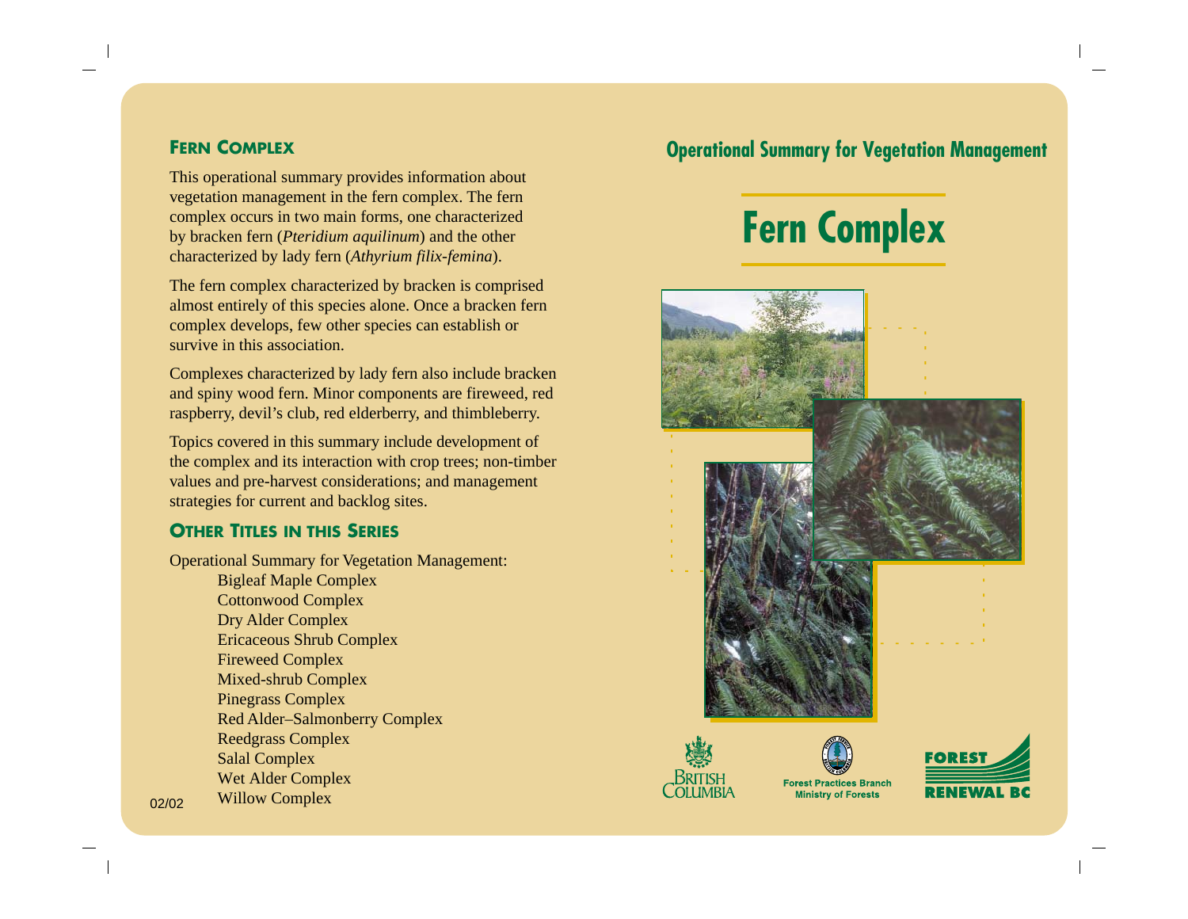## Fern Complex

This operational summary provides information about vegetation management in the fern complex. The fern complex occurs in two main forms, one characterized by bracken fern (*Pteridium aquilinum*) and the other characterized by lady fern (*Athyrium filix-femina*).

The fern complex characterized by bracken is comprised almost entirely of this species alone. Once a bracken fern complex develops, few other species can establish or survive in this association.

Complexes characterized by lady fern also include bracken and spiny wood fern. Minor components are fireweed, red raspberry, devil's club, red elderberry, and thimbleberry.

Topics covered in this summary include development of the complex and its interaction with crop trees; non-timber values and pre-harvest considerations; and management strategies for current and backlog sites.

## Other Titles in this Series

Operational Summary for Vegetation Management:

- Bigleaf Maple Complex
- Cottonwood Complex
- Dry Alder Complex
- Ericaceous Shrub Complex
- Fireweed Complex
- Mixed-shrub Complex
- Pinegrass Complex
- Red Alder–Salmonberry Complex
- Reedgrass Complex
- Salal Complex
- Wet Alder Complex
- Willow Complex

02/02

## Operational Summary for Vegetation Management

# Fern Complex

British Columbia

Forest Practices Branch
Ministry of Forests

Forest Renewal BC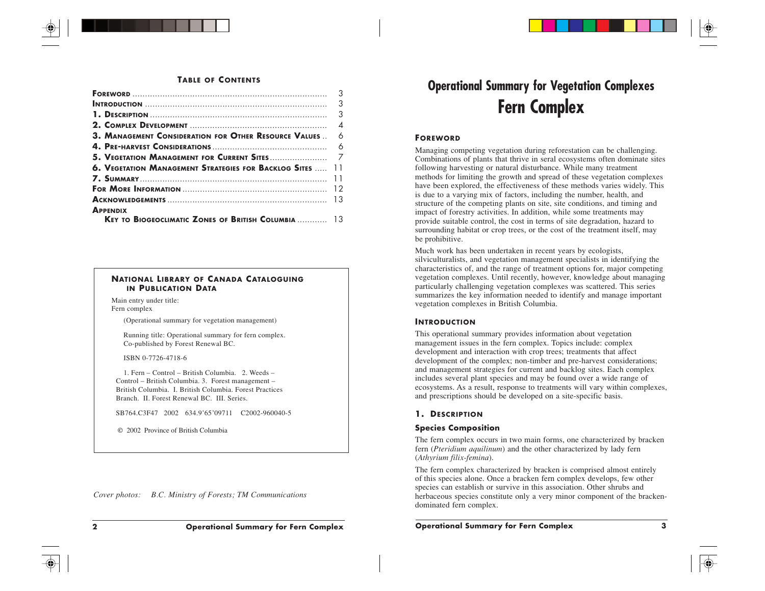## Table of Contents

| | |
|---|---|
| **Foreword** | 3 |
| **Introduction** | 3 |
| **1. Description** | 3 |
| **2. Complex Development** | 4 |
| **3. Management Consideration for Other Resource Values** | 6 |
| **4. Pre-harvest Considerations** | 6 |
| **5. Vegetation Management for Current Sites** | 7 |
| **6. Vegetation Management Strategies for Backlog Sites** | 11 |
| **7. Summary** | 11 |
| **For More Information** | 12 |
| **Acknowledgements** | 13 |
| **Appendix** | |
| **Key to Biogeoclimatic Zones of British Columbia** | 13 |

**National Library of Canada Cataloguing in Publication Data**

Main entry under title:
Fern complex

(Operational summary for vegetation management)

Running title: Operational summary for fern complex.
Co-published by Forest Renewal BC.

ISBN 0-7726-4718-6

1. Fern – Control – British Columbia. 2. Weeds – Control – British Columbia. 3. Forest management – British Columbia. I. British Columbia. Forest Practices Branch. II. Forest Renewal BC. III. Series.

SB764.C3F47 2002 634.9'65'09711 C2002-960040-5

© 2002 Province of British Columbia

*Cover photos: B.C. Ministry of Forests; TM Communications*

# Operational Summary for Vegetation Complexes

# Fern Complex

## Foreword

Managing competing vegetation during reforestation can be challenging. Combinations of plants that thrive in seral ecosystems often dominate sites following harvesting or natural disturbance. While many treatment methods for limiting the growth and spread of these vegetation complexes have been explored, the effectiveness of these methods varies widely. This is due to a varying mix of factors, including the number, health, and structure of the competing plants on site, site conditions, and timing and impact of forestry activities. In addition, while some treatments may provide suitable control, the cost in terms of site degradation, hazard to surrounding habitat or crop trees, or the cost of the treatment itself, may be prohibitive.

Much work has been undertaken in recent years by ecologists, silviculturalists, and vegetation management specialists in identifying the characteristics of, and the range of treatment options for, major competing vegetation complexes. Until recently, however, knowledge about managing particularly challenging vegetation complexes was scattered. This series summarizes the key information needed to identify and manage important vegetation complexes in British Columbia.

## Introduction

This operational summary provides information about vegetation management issues in the fern complex. Topics include: complex development and interaction with crop trees; treatments that affect development of the complex; non-timber and pre-harvest considerations; and management strategies for current and backlog sites. Each complex includes several plant species and may be found over a wide range of ecosystems. As a result, response to treatments will vary within complexes, and prescriptions should be developed on a site-specific basis.

## 1. Description

### Species Composition

The fern complex occurs in two main forms, one characterized by bracken fern (*Pteridium aquilinum*) and the other characterized by lady fern (*Athyrium filix-femina*).

The fern complex characterized by bracken is comprised almost entirely of this species alone. Once a bracken fern complex develops, few other species can establish or survive in this association. Other shrubs and herbaceous species constitute only a very minor component of the bracken-dominated fern complex.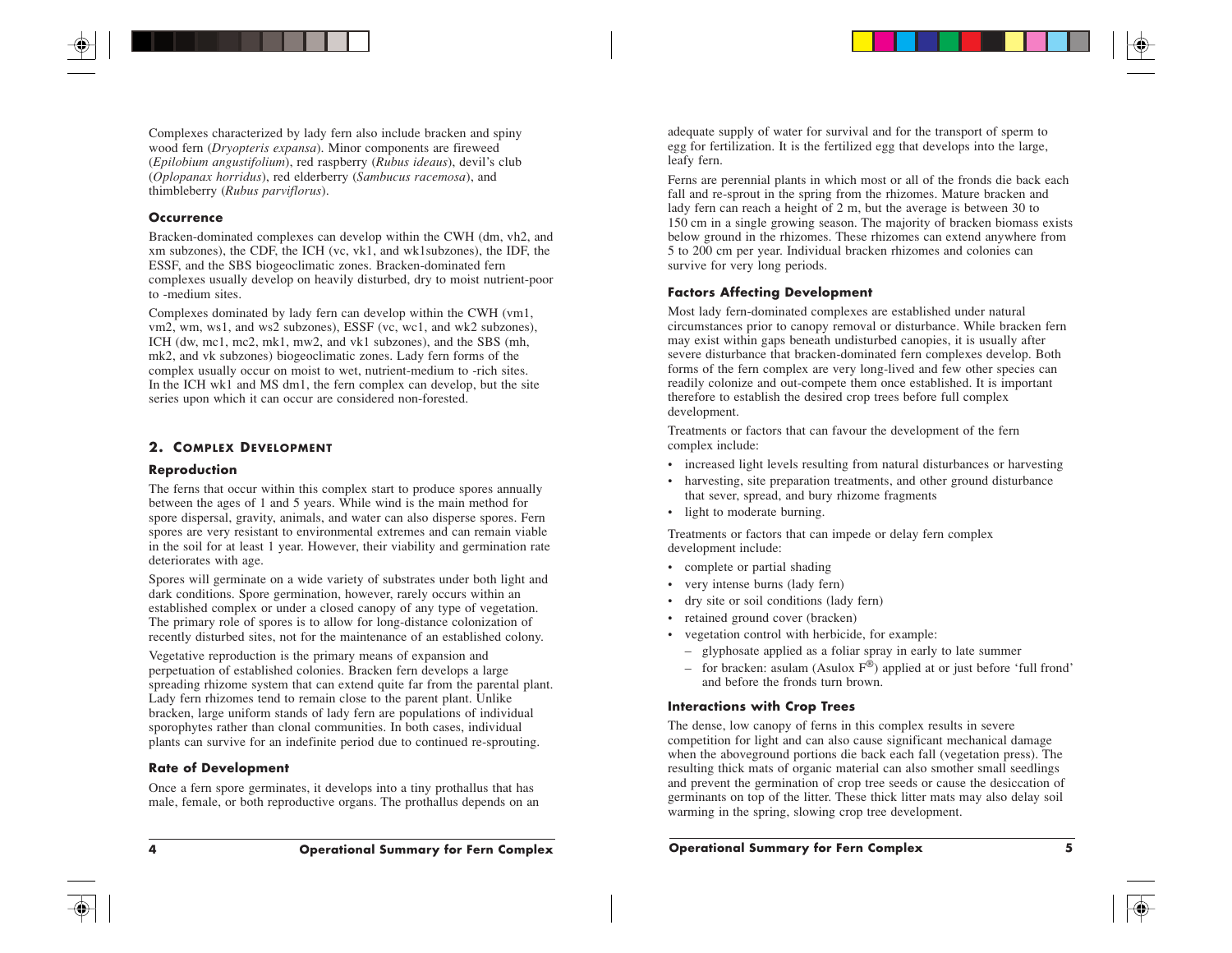Complexes characterized by lady fern also include bracken and spiny wood fern (*Dryopteris expansa*). Minor components are fireweed (*Epilobium angustifolium*), red raspberry (*Rubus ideaus*), devil's club (*Oplopanax horridus*), red elderberry (*Sambucus racemosa*), and thimbleberry (*Rubus parviflorus*).

### Occurrence

Bracken-dominated complexes can develop within the CWH (dm, vh2, and xm subzones), the CDF, the ICH (vc, vk1, and wk1subzones), the IDF, the ESSF, and the SBS biogeoclimatic zones. Bracken-dominated fern complexes usually develop on heavily disturbed, dry to moist nutrient-poor to -medium sites.

Complexes dominated by lady fern can develop within the CWH (vm1, vm2, wm, ws1, and ws2 subzones), ESSF (vc, wc1, and wk2 subzones), ICH (dw, mc1, mc2, mk1, mw2, and vk1 subzones), and the SBS (mh, mk2, and vk subzones) biogeoclimatic zones. Lady fern forms of the complex usually occur on moist to wet, nutrient-medium to -rich sites. In the ICH wk1 and MS dm1, the fern complex can develop, but the site series upon which it can occur are considered non-forested.

## 2. Complex Development

### Reproduction

The ferns that occur within this complex start to produce spores annually between the ages of 1 and 5 years. While wind is the main method for spore dispersal, gravity, animals, and water can also disperse spores. Fern spores are very resistant to environmental extremes and can remain viable in the soil for at least 1 year. However, their viability and germination rate deteriorates with age.

Spores will germinate on a wide variety of substrates under both light and dark conditions. Spore germination, however, rarely occurs within an established complex or under a closed canopy of any type of vegetation. The primary role of spores is to allow for long-distance colonization of recently disturbed sites, not for the maintenance of an established colony.

Vegetative reproduction is the primary means of expansion and perpetuation of established colonies. Bracken fern develops a large spreading rhizome system that can extend quite far from the parental plant. Lady fern rhizomes tend to remain close to the parent plant. Unlike bracken, large uniform stands of lady fern are populations of individual sporophytes rather than clonal communities. In both cases, individual plants can survive for an indefinite period due to continued re-sprouting.

### Rate of Development

Once a fern spore germinates, it develops into a tiny prothallus that has male, female, or both reproductive organs. The prothallus depends on an adequate supply of water for survival and for the transport of sperm to egg for fertilization. It is the fertilized egg that develops into the large, leafy fern.

Ferns are perennial plants in which most or all of the fronds die back each fall and re-sprout in the spring from the rhizomes. Mature bracken and lady fern can reach a height of 2 m, but the average is between 30 to 150 cm in a single growing season. The majority of bracken biomass exists below ground in the rhizomes. These rhizomes can extend anywhere from 5 to 200 cm per year. Individual bracken rhizomes and colonies can survive for very long periods.

### Factors Affecting Development

Most lady fern-dominated complexes are established under natural circumstances prior to canopy removal or disturbance. While bracken fern may exist within gaps beneath undisturbed canopies, it is usually after severe disturbance that bracken-dominated fern complexes develop. Both forms of the fern complex are very long-lived and few other species can readily colonize and out-compete them once established. It is important therefore to establish the desired crop trees before full complex development.

Treatments or factors that can favour the development of the fern complex include:

- increased light levels resulting from natural disturbances or harvesting
- harvesting, site preparation treatments, and other ground disturbance that sever, spread, and bury rhizome fragments
- light to moderate burning.

Treatments or factors that can impede or delay fern complex development include:

- complete or partial shading
- very intense burns (lady fern)
- dry site or soil conditions (lady fern)
- retained ground cover (bracken)
- vegetation control with herbicide, for example:
  - glyphosate applied as a foliar spray in early to late summer
  - for bracken: asulam (Asulox F®) applied at or just before 'full frond' and before the fronds turn brown.

### Interactions with Crop Trees

The dense, low canopy of ferns in this complex results in severe competition for light and can also cause significant mechanical damage when the aboveground portions die back each fall (vegetation press). The resulting thick mats of organic material can also smother small seedlings and prevent the germination of crop tree seeds or cause the desiccation of germinants on top of the litter. These thick litter mats may also delay soil warming in the spring, slowing crop tree development.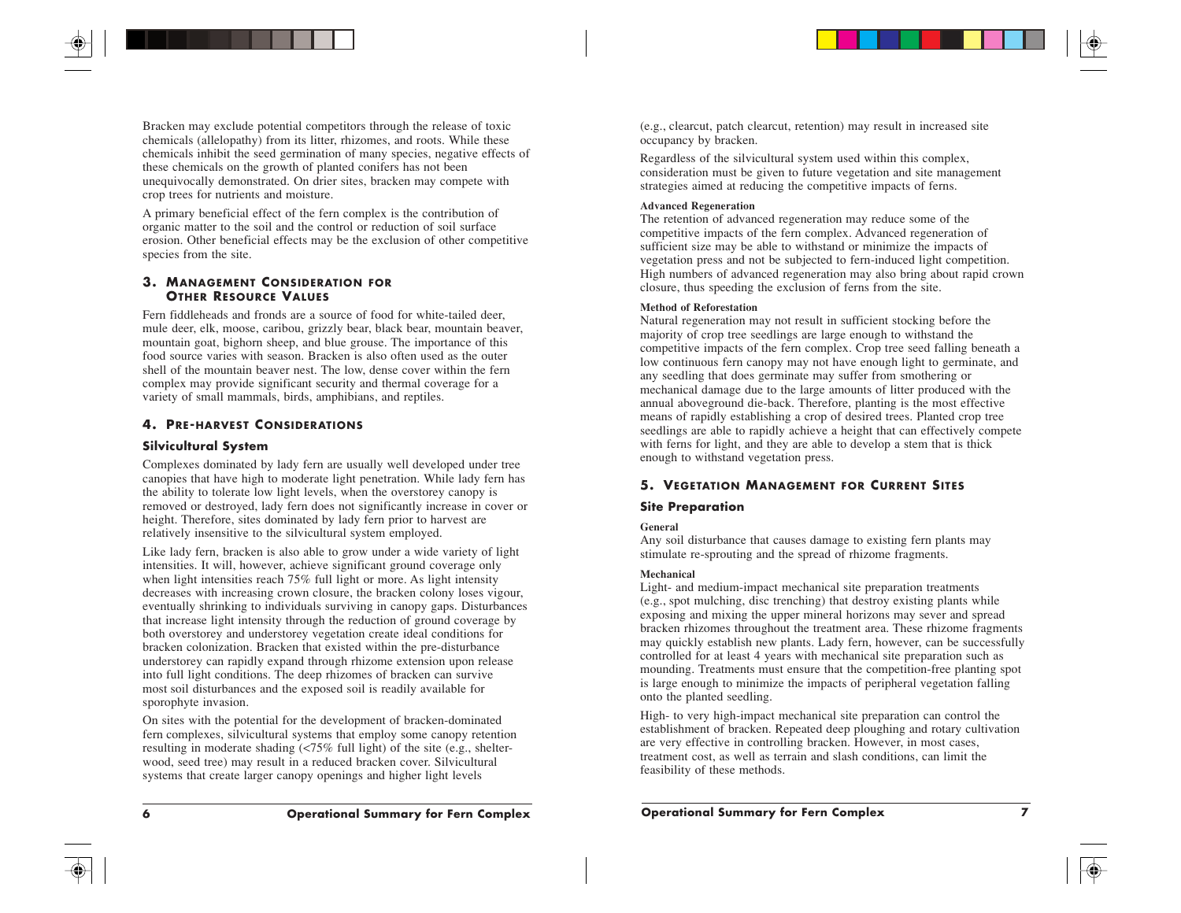Bracken may exclude potential competitors through the release of toxic chemicals (allelopathy) from its litter, rhizomes, and roots. While these chemicals inhibit the seed germination of many species, negative effects of these chemicals on the growth of planted conifers has not been unequivocally demonstrated. On drier sites, bracken may compete with crop trees for nutrients and moisture.

A primary beneficial effect of the fern complex is the contribution of organic matter to the soil and the control or reduction of soil surface erosion. Other beneficial effects may be the exclusion of other competitive species from the site.

## 3. Management Consideration for Other Resource Values

Fern fiddleheads and fronds are a source of food for white-tailed deer, mule deer, elk, moose, caribou, grizzly bear, black bear, mountain beaver, mountain goat, bighorn sheep, and blue grouse. The importance of this food source varies with season. Bracken is also often used as the outer shell of the mountain beaver nest. The low, dense cover within the fern complex may provide significant security and thermal coverage for a variety of small mammals, birds, amphibians, and reptiles.

## 4. Pre-harvest Considerations

### Silvicultural System

Complexes dominated by lady fern are usually well developed under tree canopies that have high to moderate light penetration. While lady fern has the ability to tolerate low light levels, when the overstorey canopy is removed or destroyed, lady fern does not significantly increase in cover or height. Therefore, sites dominated by lady fern prior to harvest are relatively insensitive to the silvicultural system employed.

Like lady fern, bracken is also able to grow under a wide variety of light intensities. It will, however, achieve significant ground coverage only when light intensities reach 75% full light or more. As light intensity decreases with increasing crown closure, the bracken colony loses vigour, eventually shrinking to individuals surviving in canopy gaps. Disturbances that increase light intensity through the reduction of ground coverage by both overstorey and understorey vegetation create ideal conditions for bracken colonization. Bracken that existed within the pre-disturbance understorey can rapidly expand through rhizome extension upon release into full light conditions. The deep rhizomes of bracken can survive most soil disturbances and the exposed soil is readily available for sporophyte invasion.

On sites with the potential for the development of bracken-dominated fern complexes, silvicultural systems that employ some canopy retention resulting in moderate shading (<75% full light) of the site (e.g., shelter-wood, seed tree) may result in a reduced bracken cover. Silvicultural systems that create larger canopy openings and higher light levels (e.g., clearcut, patch clearcut, retention) may result in increased site occupancy by bracken.

Regardless of the silvicultural system used within this complex, consideration must be given to future vegetation and site management strategies aimed at reducing the competitive impacts of ferns.

#### Advanced Regeneration

The retention of advanced regeneration may reduce some of the competitive impacts of the fern complex. Advanced regeneration of sufficient size may be able to withstand or minimize the impacts of vegetation press and not be subjected to fern-induced light competition. High numbers of advanced regeneration may also bring about rapid crown closure, thus speeding the exclusion of ferns from the site.

#### Method of Reforestation

Natural regeneration may not result in sufficient stocking before the majority of crop tree seedlings are large enough to withstand the competitive impacts of the fern complex. Crop tree seed falling beneath a low continuous fern canopy may not have enough light to germinate, and any seedling that does germinate may suffer from smothering or mechanical damage due to the large amounts of litter produced with the annual aboveground die-back. Therefore, planting is the most effective means of rapidly establishing a crop of desired trees. Planted crop tree seedlings are able to rapidly achieve a height that can effectively compete with ferns for light, and they are able to develop a stem that is thick enough to withstand vegetation press.

## 5. Vegetation Management for Current Sites

### Site Preparation

#### General

Any soil disturbance that causes damage to existing fern plants may stimulate re-sprouting and the spread of rhizome fragments.

#### Mechanical

Light- and medium-impact mechanical site preparation treatments (e.g., spot mulching, disc trenching) that destroy existing plants while exposing and mixing the upper mineral horizons may sever and spread bracken rhizomes throughout the treatment area. These rhizome fragments may quickly establish new plants. Lady fern, however, can be successfully controlled for at least 4 years with mechanical site preparation such as mounding. Treatments must ensure that the competition-free planting spot is large enough to minimize the impacts of peripheral vegetation falling onto the planted seedling.

High- to very high-impact mechanical site preparation can control the establishment of bracken. Repeated deep ploughing and rotary cultivation are very effective in controlling bracken. However, in most cases, treatment cost, as well as terrain and slash conditions, can limit the feasibility of these methods.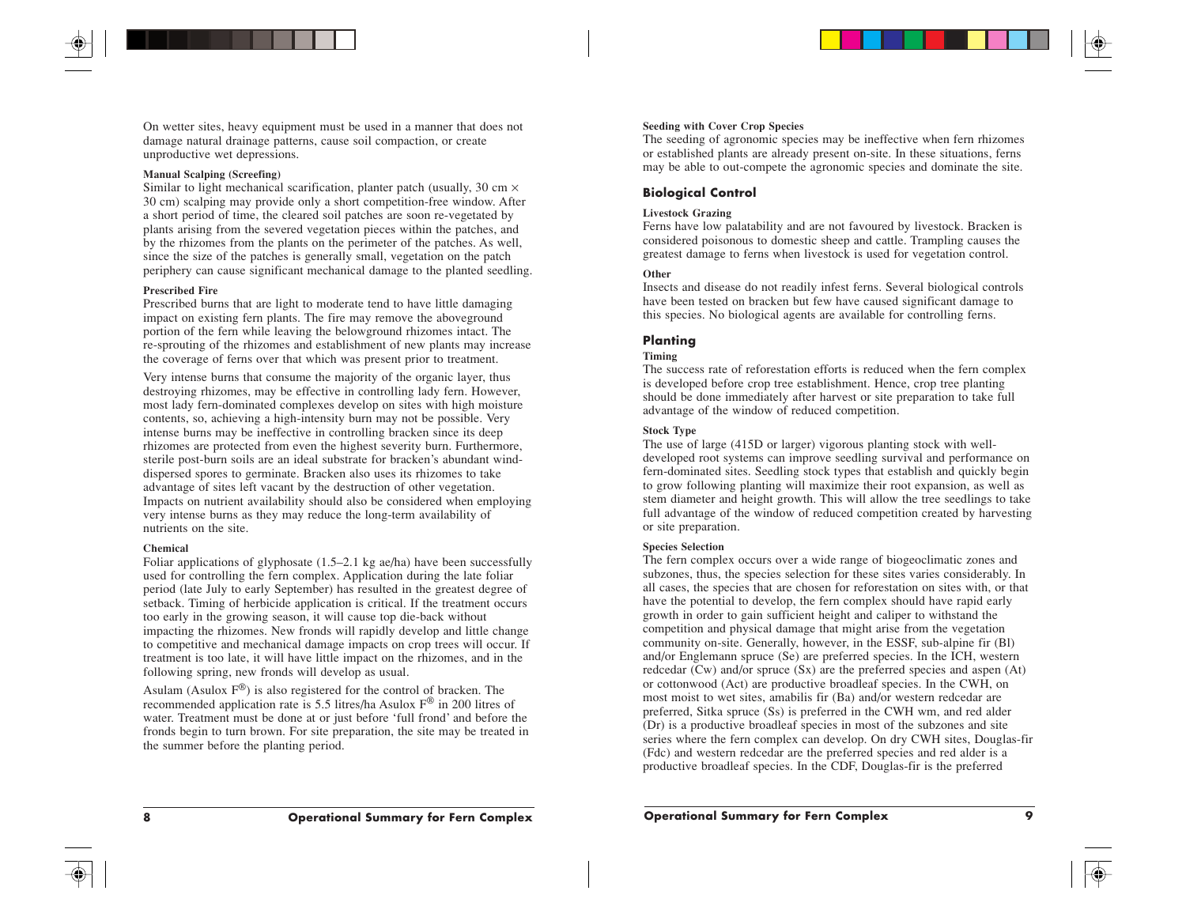On wetter sites, heavy equipment must be used in a manner that does not damage natural drainage patterns, cause soil compaction, or create unproductive wet depressions.

#### Manual Scalping (Screefing)

Similar to light mechanical scarification, planter patch (usually, 30 cm × 30 cm) scalping may provide only a short competition-free window. After a short period of time, the cleared soil patches are soon re-vegetated by plants arising from the severed vegetation pieces within the patches, and by the rhizomes from the plants on the perimeter of the patches. As well, since the size of the patches is generally small, vegetation on the patch periphery can cause significant mechanical damage to the planted seedling.

#### Prescribed Fire

Prescribed burns that are light to moderate tend to have little damaging impact on existing fern plants. The fire may remove the aboveground portion of the fern while leaving the belowground rhizomes intact. The re-sprouting of the rhizomes and establishment of new plants may increase the coverage of ferns over that which was present prior to treatment.

Very intense burns that consume the majority of the organic layer, thus destroying rhizomes, may be effective in controlling lady fern. However, most lady fern-dominated complexes develop on sites with high moisture contents, so, achieving a high-intensity burn may not be possible. Very intense burns may be ineffective in controlling bracken since its deep rhizomes are protected from even the highest severity burn. Furthermore, sterile post-burn soils are an ideal substrate for bracken's abundant wind-dispersed spores to germinate. Bracken also uses its rhizomes to take advantage of sites left vacant by the destruction of other vegetation. Impacts on nutrient availability should also be considered when employing very intense burns as they may reduce the long-term availability of nutrients on the site.

#### Chemical

Foliar applications of glyphosate (1.5–2.1 kg ae/ha) have been successfully used for controlling the fern complex. Application during the late foliar period (late July to early September) has resulted in the greatest degree of setback. Timing of herbicide application is critical. If the treatment occurs too early in the growing season, it will cause top die-back without impacting the rhizomes. New fronds will rapidly develop and little change to competitive and mechanical damage impacts on crop trees will occur. If treatment is too late, it will have little impact on the rhizomes, and in the following spring, new fronds will develop as usual.

Asulam (Asulox F®) is also registered for the control of bracken. The recommended application rate is 5.5 litres/ha Asulox F® in 200 litres of water. Treatment must be done at or just before 'full frond' and before the fronds begin to turn brown. For site preparation, the site may be treated in the summer before the planting period.

#### Seeding with Cover Crop Species

The seeding of agronomic species may be ineffective when fern rhizomes or established plants are already present on-site. In these situations, ferns may be able to out-compete the agronomic species and dominate the site.

### Biological Control

#### Livestock Grazing

Ferns have low palatability and are not favoured by livestock. Bracken is considered poisonous to domestic sheep and cattle. Trampling causes the greatest damage to ferns when livestock is used for vegetation control.

#### Other

Insects and disease do not readily infest ferns. Several biological controls have been tested on bracken but few have caused significant damage to this species. No biological agents are available for controlling ferns.

### Planting

#### Timing

The success rate of reforestation efforts is reduced when the fern complex is developed before crop tree establishment. Hence, crop tree planting should be done immediately after harvest or site preparation to take full advantage of the window of reduced competition.

#### Stock Type

The use of large (415D or larger) vigorous planting stock with well-developed root systems can improve seedling survival and performance on fern-dominated sites. Seedling stock types that establish and quickly begin to grow following planting will maximize their root expansion, as well as stem diameter and height growth. This will allow the tree seedlings to take full advantage of the window of reduced competition created by harvesting or site preparation.

#### Species Selection

The fern complex occurs over a wide range of biogeoclimatic zones and subzones, thus, the species selection for these sites varies considerably. In all cases, the species that are chosen for reforestation on sites with, or that have the potential to develop, the fern complex should have rapid early growth in order to gain sufficient height and caliper to withstand the competition and physical damage that might arise from the vegetation community on-site. Generally, however, in the ESSF, sub-alpine fir (Bl) and/or Englemann spruce (Se) are preferred species. In the ICH, western redcedar (Cw) and/or spruce (Sx) are the preferred species and aspen (At) or cottonwood (Act) are productive broadleaf species. In the CWH, on most moist to wet sites, amabilis fir (Ba) and/or western redcedar are preferred, Sitka spruce (Ss) is preferred in the CWH wm, and red alder (Dr) is a productive broadleaf species in most of the subzones and site series where the fern complex can develop. On dry CWH sites, Douglas-fir (Fdc) and western redcedar are the preferred species and red alder is a productive broadleaf species. In the CDF, Douglas-fir is the preferred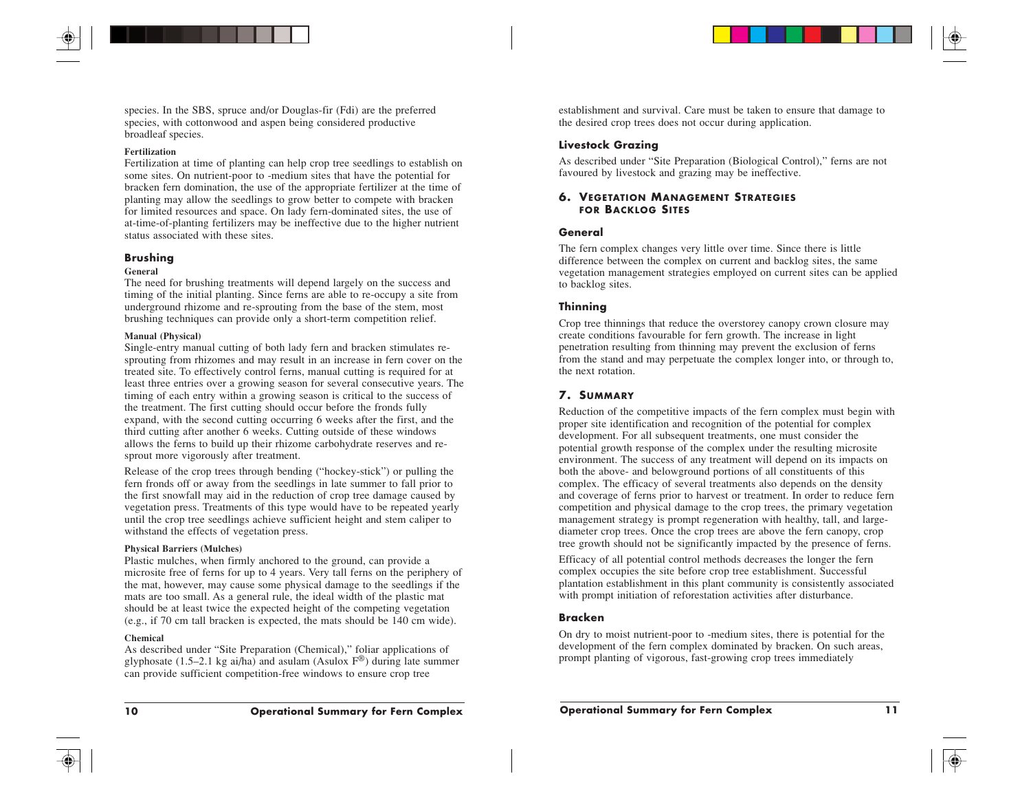species. In the SBS, spruce and/or Douglas-fir (Fdi) are the preferred species, with cottonwood and aspen being considered productive broadleaf species.

#### Fertilization

Fertilization at time of planting can help crop tree seedlings to establish on some sites. On nutrient-poor to -medium sites that have the potential for bracken fern domination, the use of the appropriate fertilizer at the time of planting may allow the seedlings to grow better to compete with bracken for limited resources and space. On lady fern-dominated sites, the use of at-time-of-planting fertilizers may be ineffective due to the higher nutrient status associated with these sites.

### Brushing

#### General

The need for brushing treatments will depend largely on the success and timing of the initial planting. Since ferns are able to re-occupy a site from underground rhizome and re-sprouting from the base of the stem, most brushing techniques can provide only a short-term competition relief.

#### Manual (Physical)

Single-entry manual cutting of both lady fern and bracken stimulates re-sprouting from rhizomes and may result in an increase in fern cover on the treated site. To effectively control ferns, manual cutting is required for at least three entries over a growing season for several consecutive years. The timing of each entry within a growing season is critical to the success of the treatment. The first cutting should occur before the fronds fully expand, with the second cutting occurring 6 weeks after the first, and the third cutting after another 6 weeks. Cutting outside of these windows allows the ferns to build up their rhizome carbohydrate reserves and re-sprout more vigorously after treatment.

Release of the crop trees through bending ("hockey-stick") or pulling the fern fronds off or away from the seedlings in late summer to fall prior to the first snowfall may aid in the reduction of crop tree damage caused by vegetation press. Treatments of this type would have to be repeated yearly until the crop tree seedlings achieve sufficient height and stem caliper to withstand the effects of vegetation press.

#### Physical Barriers (Mulches)

Plastic mulches, when firmly anchored to the ground, can provide a microsite free of ferns for up to 4 years. Very tall ferns on the periphery of the mat, however, may cause some physical damage to the seedlings if the mats are too small. As a general rule, the ideal width of the plastic mat should be at least twice the expected height of the competing vegetation (e.g., if 70 cm tall bracken is expected, the mats should be 140 cm wide).

#### Chemical

As described under "Site Preparation (Chemical)," foliar applications of glyphosate (1.5–2.1 kg ai/ha) and asulam (Asulox F®) during late summer can provide sufficient competition-free windows to ensure crop tree establishment and survival. Care must be taken to ensure that damage to the desired crop trees does not occur during application.

### Livestock Grazing

As described under "Site Preparation (Biological Control)," ferns are not favoured by livestock and grazing may be ineffective.

## 6. Vegetation Management Strategies for Backlog Sites

### General

The fern complex changes very little over time. Since there is little difference between the complex on current and backlog sites, the same vegetation management strategies employed on current sites can be applied to backlog sites.

### Thinning

Crop tree thinnings that reduce the overstorey canopy crown closure may create conditions favourable for fern growth. The increase in light penetration resulting from thinning may prevent the exclusion of ferns from the stand and may perpetuate the complex longer into, or through to, the next rotation.

## 7. Summary

Reduction of the competitive impacts of the fern complex must begin with proper site identification and recognition of the potential for complex development. For all subsequent treatments, one must consider the potential growth response of the complex under the resulting microsite environment. The success of any treatment will depend on its impacts on both the above- and belowground portions of all constituents of this complex. The efficacy of several treatments also depends on the density and coverage of ferns prior to harvest or treatment. In order to reduce fern competition and physical damage to the crop trees, the primary vegetation management strategy is prompt regeneration with healthy, tall, and large-diameter crop trees. Once the crop trees are above the fern canopy, crop tree growth should not be significantly impacted by the presence of ferns.

Efficacy of all potential control methods decreases the longer the fern complex occupies the site before crop tree establishment. Successful plantation establishment in this plant community is consistently associated with prompt initiation of reforestation activities after disturbance.

### Bracken

On dry to moist nutrient-poor to -medium sites, there is potential for the development of the fern complex dominated by bracken. On such areas, prompt planting of vigorous, fast-growing crop trees immediately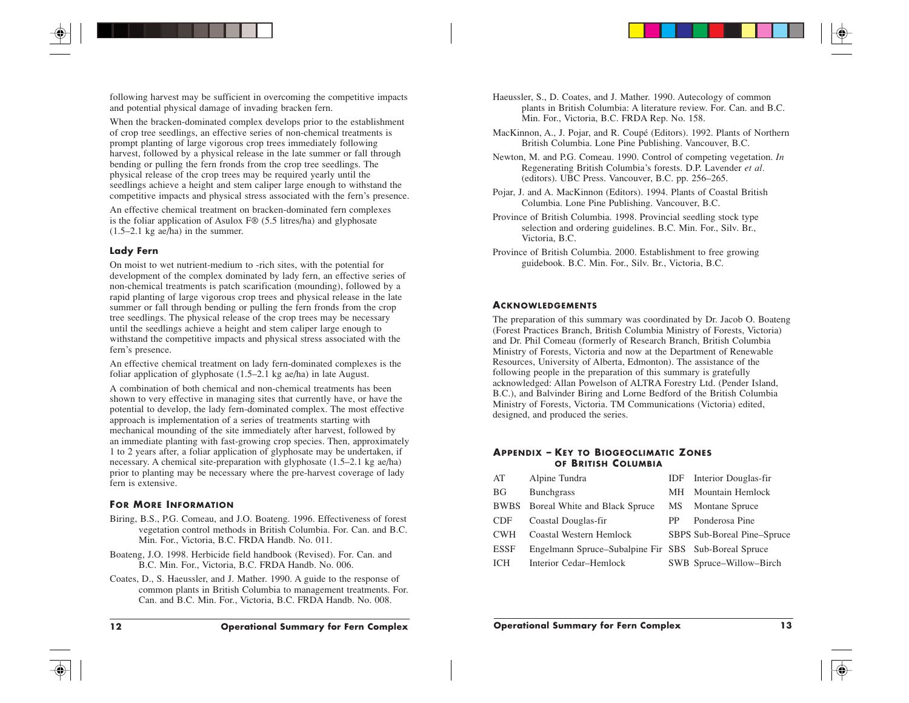following harvest may be sufficient in overcoming the competitive impacts and potential physical damage of invading bracken fern.

When the bracken-dominated complex develops prior to the establishment of crop tree seedlings, an effective series of non-chemical treatments is prompt planting of large vigorous crop trees immediately following harvest, followed by a physical release in the late summer or fall through bending or pulling the fern fronds from the crop tree seedlings. The physical release of the crop trees may be required yearly until the seedlings achieve a height and stem caliper large enough to withstand the competitive impacts and physical stress associated with the fern's presence.

An effective chemical treatment on bracken-dominated fern complexes is the foliar application of Asulox F® (5.5 litres/ha) and glyphosate (1.5–2.1 kg ae/ha) in the summer.

### Lady Fern

On moist to wet nutrient-medium to -rich sites, with the potential for development of the complex dominated by lady fern, an effective series of non-chemical treatments is patch scarification (mounding), followed by a rapid planting of large vigorous crop trees and physical release in the late summer or fall through bending or pulling the fern fronds from the crop tree seedlings. The physical release of the crop trees may be necessary until the seedlings achieve a height and stem caliper large enough to withstand the competitive impacts and physical stress associated with the fern's presence.

An effective chemical treatment on lady fern-dominated complexes is the foliar application of glyphosate (1.5–2.1 kg ae/ha) in late August.

A combination of both chemical and non-chemical treatments has been shown to very effective in managing sites that currently have, or have the potential to develop, the lady fern-dominated complex. The most effective approach is implementation of a series of treatments starting with mechanical mounding of the site immediately after harvest, followed by an immediate planting with fast-growing crop species. Then, approximately 1 to 2 years after, a foliar application of glyphosate may be undertaken, if necessary. A chemical site-preparation with glyphosate (1.5–2.1 kg ae/ha) prior to planting may be necessary where the pre-harvest coverage of lady fern is extensive.

## For More Information

Biring, B.S., P.G. Comeau, and J.O. Boateng. 1996. Effectiveness of forest vegetation control methods in British Columbia. For. Can. and B.C. Min. For., Victoria, B.C. FRDA Handb. No. 011.

Boateng, J.O. 1998. Herbicide field handbook (Revised). For. Can. and B.C. Min. For., Victoria, B.C. FRDA Handb. No. 006.

Coates, D., S. Haeussler, and J. Mather. 1990. A guide to the response of common plants in British Columbia to management treatments. For. Can. and B.C. Min. For., Victoria, B.C. FRDA Handb. No. 008.

Haeussler, S., D. Coates, and J. Mather. 1990. Autecology of common plants in British Columbia: A literature review. For. Can. and B.C. Min. For., Victoria, B.C. FRDA Rep. No. 158.

MacKinnon, A., J. Pojar, and R. Coupé (Editors). 1992. Plants of Northern British Columbia. Lone Pine Publishing. Vancouver, B.C.

Newton, M. and P.G. Comeau. 1990. Control of competing vegetation. *In* Regenerating British Columbia's forests. D.P. Lavender *et al.* (editors). UBC Press. Vancouver, B.C. pp. 256–265.

Pojar, J. and A. MacKinnon (Editors). 1994. Plants of Coastal British Columbia. Lone Pine Publishing. Vancouver, B.C.

Province of British Columbia. 1998. Provincial seedling stock type selection and ordering guidelines. B.C. Min. For., Silv. Br., Victoria, B.C.

Province of British Columbia. 2000. Establishment to free growing guidebook. B.C. Min. For., Silv. Br., Victoria, B.C.

## Acknowledgements

The preparation of this summary was coordinated by Dr. Jacob O. Boateng (Forest Practices Branch, British Columbia Ministry of Forests, Victoria) and Dr. Phil Comeau (formerly of Research Branch, British Columbia Ministry of Forests, Victoria and now at the Department of Renewable Resources, University of Alberta, Edmonton). The assistance of the following people in the preparation of this summary is gratefully acknowledged: Allan Powelson of ALTRA Forestry Ltd. (Pender Island, B.C.), and Balvinder Biring and Lorne Bedford of the British Columbia Ministry of Forests, Victoria. TM Communications (Victoria) edited, designed, and produced the series.

## Appendix – Key to Biogeoclimatic Zones of British Columbia

| Code | Zone | Code | Zone |
|---|---|---|---|
| AT | Alpine Tundra | IDF | Interior Douglas-fir |
| BG | Bunchgrass | MH | Mountain Hemlock |
| BWBS | Boreal White and Black Spruce | MS | Montane Spruce |
| CDF | Coastal Douglas-fir | PP | Ponderosa Pine |
| CWH | Coastal Western Hemlock | SBPS | Sub-Boreal Pine–Spruce |
| ESSF | Engelmann Spruce–Subalpine Fir | SBS | Sub-Boreal Spruce |
| ICH | Interior Cedar–Hemlock | SWB | Spruce–Willow–Birch |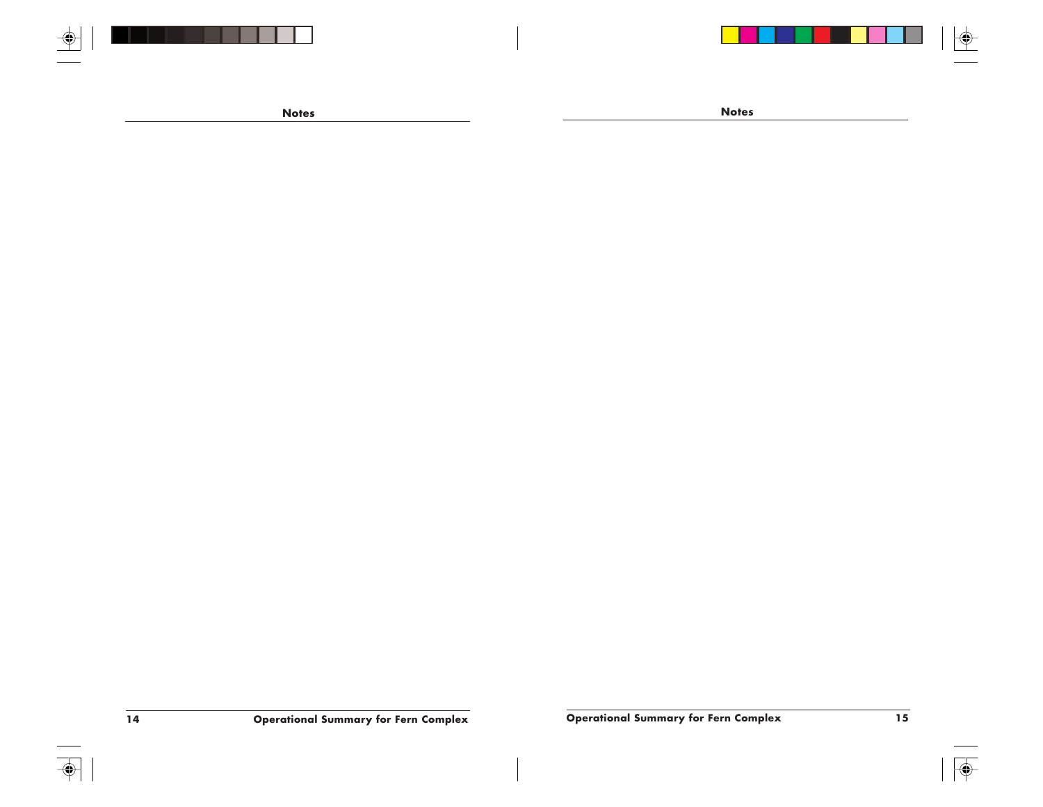## Notes

## Notes